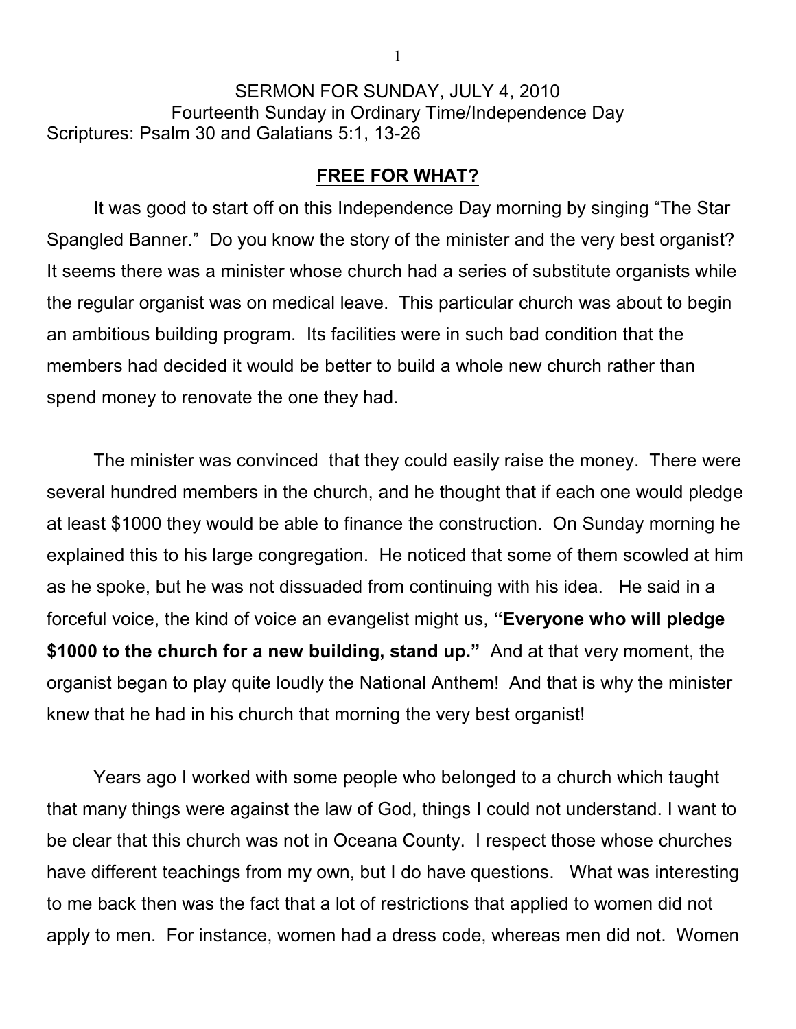SERMON FOR SUNDAY, JULY 4, 2010
Fourteenth Sunday in Ordinary Time/Independence Day
Scriptures: Psalm 30 and Galatians 5:1, 13-26

## FREE FOR WHAT?

It was good to start off on this Independence Day morning by singing "The Star Spangled Banner." Do you know the story of the minister and the very best organist? It seems there was a minister whose church had a series of substitute organists while the regular organist was on medical leave. This particular church was about to begin an ambitious building program. Its facilities were in such bad condition that the members had decided it would be better to build a whole new church rather than spend money to renovate the one they had.

The minister was convinced that they could easily raise the money. There were several hundred members in the church, and he thought that if each one would pledge at least $1000 they would be able to finance the construction. On Sunday morning he explained this to his large congregation. He noticed that some of them scowled at him as he spoke, but he was not dissuaded from continuing with his idea. He said in a forceful voice, the kind of voice an evangelist might us, **"Everyone who will pledge $1000 to the church for a new building, stand up."** And at that very moment, the organist began to play quite loudly the National Anthem! And that is why the minister knew that he had in his church that morning the very best organist!

Years ago I worked with some people who belonged to a church which taught that many things were against the law of God, things I could not understand. I want to be clear that this church was not in Oceana County. I respect those whose churches have different teachings from my own, but I do have questions. What was interesting to me back then was the fact that a lot of restrictions that applied to women did not apply to men. For instance, women had a dress code, whereas men did not. Women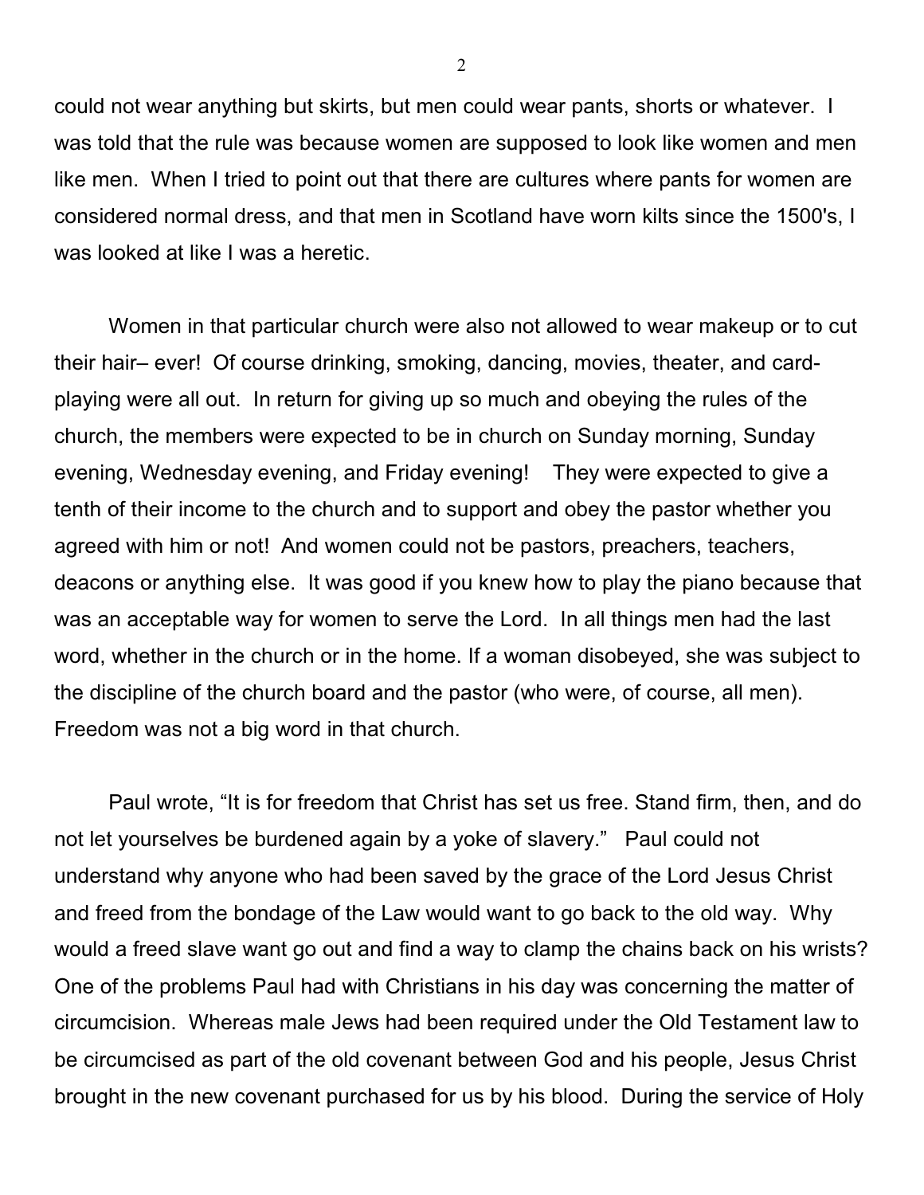could not wear anything but skirts, but men could wear pants, shorts or whatever. I was told that the rule was because women are supposed to look like women and men like men. When I tried to point out that there are cultures where pants for women are considered normal dress, and that men in Scotland have worn kilts since the 1500's, I was looked at like I was a heretic.

Women in that particular church were also not allowed to wear makeup or to cut their hair– ever! Of course drinking, smoking, dancing, movies, theater, and card-playing were all out. In return for giving up so much and obeying the rules of the church, the members were expected to be in church on Sunday morning, Sunday evening, Wednesday evening, and Friday evening! They were expected to give a tenth of their income to the church and to support and obey the pastor whether you agreed with him or not! And women could not be pastors, preachers, teachers, deacons or anything else. It was good if you knew how to play the piano because that was an acceptable way for women to serve the Lord. In all things men had the last word, whether in the church or in the home. If a woman disobeyed, she was subject to the discipline of the church board and the pastor (who were, of course, all men). Freedom was not a big word in that church.

Paul wrote, "It is for freedom that Christ has set us free. Stand firm, then, and do not let yourselves be burdened again by a yoke of slavery." Paul could not understand why anyone who had been saved by the grace of the Lord Jesus Christ and freed from the bondage of the Law would want to go back to the old way. Why would a freed slave want go out and find a way to clamp the chains back on his wrists? One of the problems Paul had with Christians in his day was concerning the matter of circumcision. Whereas male Jews had been required under the Old Testament law to be circumcised as part of the old covenant between God and his people, Jesus Christ brought in the new covenant purchased for us by his blood. During the service of Holy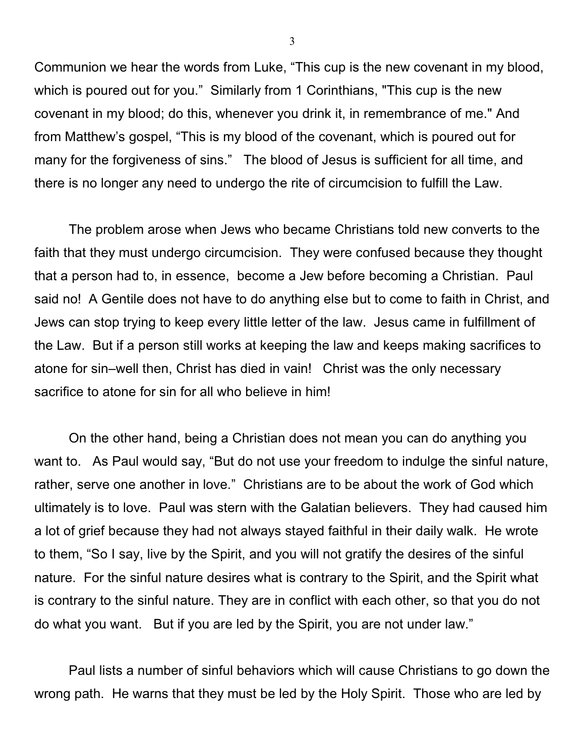Communion we hear the words from Luke, “This cup is the new covenant in my blood, which is poured out for you.” Similarly from 1 Corinthians, "This cup is the new covenant in my blood; do this, whenever you drink it, in remembrance of me." And from Matthew’s gospel, “This is my blood of the covenant, which is poured out for many for the forgiveness of sins.” The blood of Jesus is sufficient for all time, and there is no longer any need to undergo the rite of circumcision to fulfill the Law.

The problem arose when Jews who became Christians told new converts to the faith that they must undergo circumcision. They were confused because they thought that a person had to, in essence, become a Jew before becoming a Christian. Paul said no! A Gentile does not have to do anything else but to come to faith in Christ, and Jews can stop trying to keep every little letter of the law. Jesus came in fulfillment of the Law. But if a person still works at keeping the law and keeps making sacrifices to atone for sin–well then, Christ has died in vain! Christ was the only necessary sacrifice to atone for sin for all who believe in him!

On the other hand, being a Christian does not mean you can do anything you want to. As Paul would say, “But do not use your freedom to indulge the sinful nature, rather, serve one another in love.” Christians are to be about the work of God which ultimately is to love. Paul was stern with the Galatian believers. They had caused him a lot of grief because they had not always stayed faithful in their daily walk. He wrote to them, “So I say, live by the Spirit, and you will not gratify the desires of the sinful nature. For the sinful nature desires what is contrary to the Spirit, and the Spirit what is contrary to the sinful nature. They are in conflict with each other, so that you do not do what you want. But if you are led by the Spirit, you are not under law.”

Paul lists a number of sinful behaviors which will cause Christians to go down the wrong path. He warns that they must be led by the Holy Spirit. Those who are led by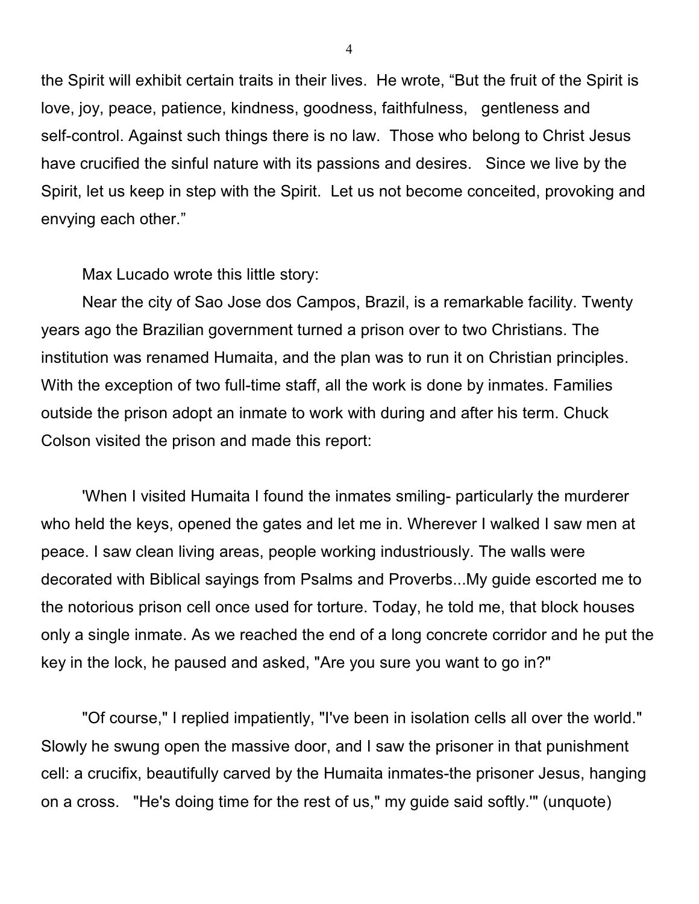the Spirit will exhibit certain traits in their lives. He wrote, "But the fruit of the Spirit is love, joy, peace, patience, kindness, goodness, faithfulness, gentleness and self-control. Against such things there is no law. Those who belong to Christ Jesus have crucified the sinful nature with its passions and desires. Since we live by the Spirit, let us keep in step with the Spirit. Let us not become conceited, provoking and envying each other."

Max Lucado wrote this little story:

Near the city of Sao Jose dos Campos, Brazil, is a remarkable facility. Twenty years ago the Brazilian government turned a prison over to two Christians. The institution was renamed Humaita, and the plan was to run it on Christian principles. With the exception of two full-time staff, all the work is done by inmates. Families outside the prison adopt an inmate to work with during and after his term. Chuck Colson visited the prison and made this report:

'When I visited Humaita I found the inmates smiling- particularly the murderer who held the keys, opened the gates and let me in. Wherever I walked I saw men at peace. I saw clean living areas, people working industriously. The walls were decorated with Biblical sayings from Psalms and Proverbs...My guide escorted me to the notorious prison cell once used for torture. Today, he told me, that block houses only a single inmate. As we reached the end of a long concrete corridor and he put the key in the lock, he paused and asked, "Are you sure you want to go in?"

"Of course," I replied impatiently, "I've been in isolation cells all over the world." Slowly he swung open the massive door, and I saw the prisoner in that punishment cell: a crucifix, beautifully carved by the Humaita inmates-the prisoner Jesus, hanging on a cross. "He's doing time for the rest of us," my guide said softly.'" (unquote)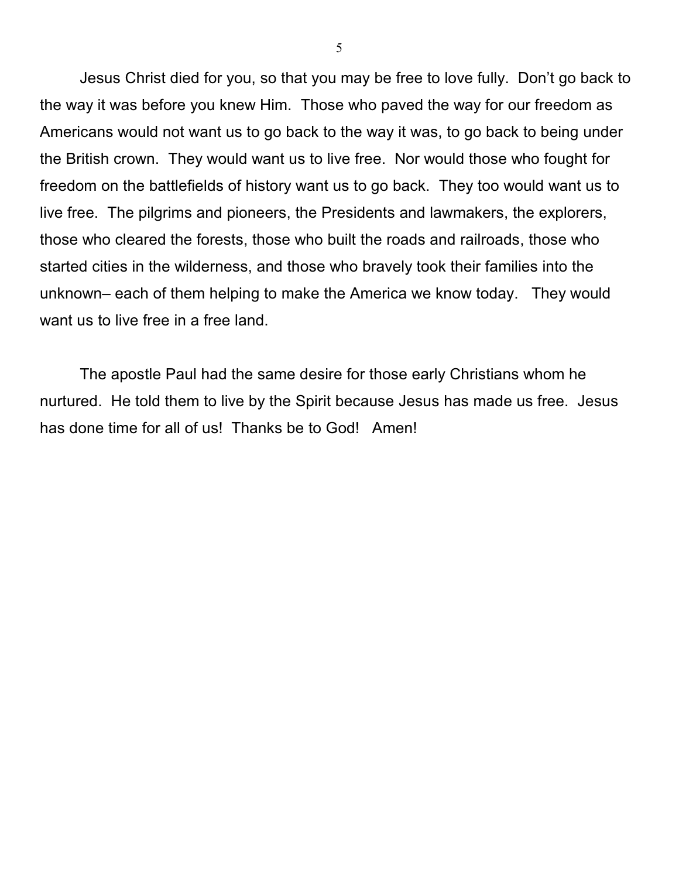Jesus Christ died for you, so that you may be free to love fully. Don't go back to the way it was before you knew Him. Those who paved the way for our freedom as Americans would not want us to go back to the way it was, to go back to being under the British crown. They would want us to live free. Nor would those who fought for freedom on the battlefields of history want us to go back. They too would want us to live free. The pilgrims and pioneers, the Presidents and lawmakers, the explorers, those who cleared the forests, those who built the roads and railroads, those who started cities in the wilderness, and those who bravely took their families into the unknown– each of them helping to make the America we know today. They would want us to live free in a free land.

The apostle Paul had the same desire for those early Christians whom he nurtured. He told them to live by the Spirit because Jesus has made us free. Jesus has done time for all of us! Thanks be to God! Amen!